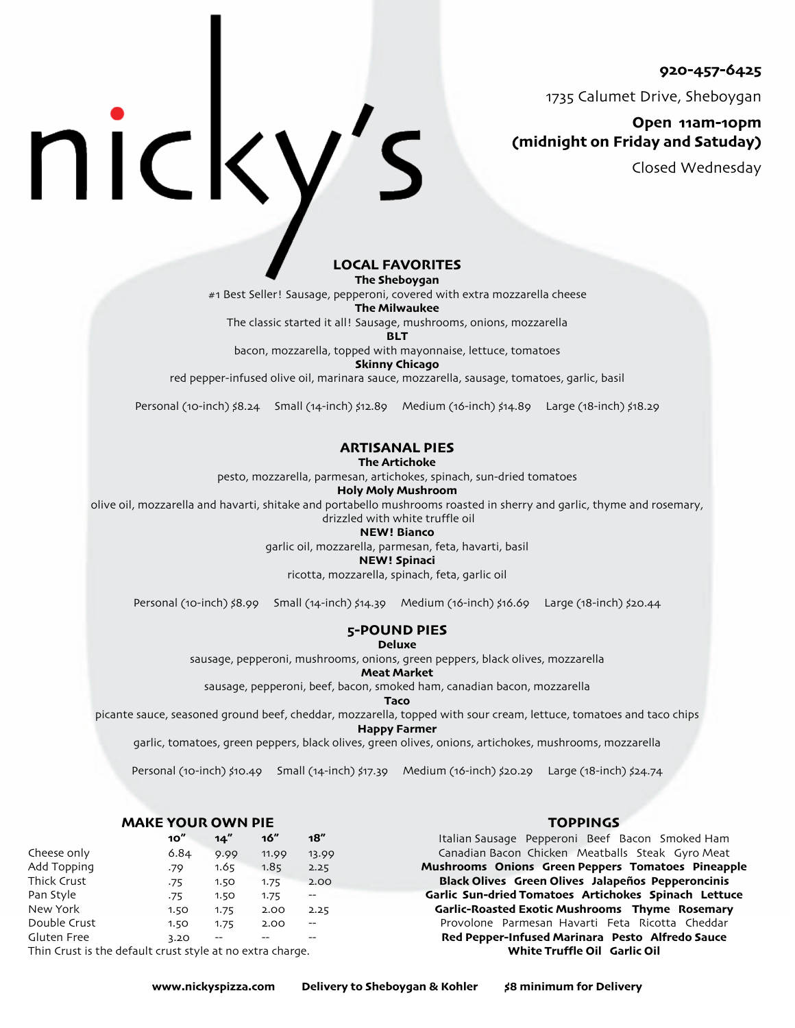# nicky's

**920-457-6425**

1735 Calumet Drive, Sheboygan

**Open 11am-10pm (midnight on Friday and Satuday)**

Closed Wednesday

## LOCAL FAVORITES

**The Sheboygan**
#1 Best Seller! Sausage, pepperoni, covered with extra mozzarella cheese

**The Milwaukee**
The classic started it all! Sausage, mushrooms, onions, mozzarella

**BLT**
bacon, mozzarella, topped with mayonnaise, lettuce, tomatoes

**Skinny Chicago**
red pepper-infused olive oil, marinara sauce, mozzarella, sausage, tomatoes, garlic, basil

Personal (10-inch) $8.24 Small (14-inch) $12.89 Medium (16-inch) $14.89 Large (18-inch) $18.29

## ARTISANAL PIES

**The Artichoke**
pesto, mozzarella, parmesan, artichokes, spinach, sun-dried tomatoes

**Holy Moly Mushroom**
olive oil, mozzarella and havarti, shitake and portabello mushrooms roasted in sherry and garlic, thyme and rosemary, drizzled with white truffle oil

**NEW! Bianco**
garlic oil, mozzarella, parmesan, feta, havarti, basil

**NEW! Spinaci**
ricotta, mozzarella, spinach, feta, garlic oil

Personal (10-inch) $8.99 Small (14-inch) $14.39 Medium (16-inch) $16.69 Large (18-inch) $20.44

## 5-POUND PIES

**Deluxe**
sausage, pepperoni, mushrooms, onions, green peppers, black olives, mozzarella

**Meat Market**
sausage, pepperoni, beef, bacon, smoked ham, canadian bacon, mozzarella

**Taco**
picante sauce, seasoned ground beef, cheddar, mozzarella, topped with sour cream, lettuce, tomatoes and taco chips

**Happy Farmer**
garlic, tomatoes, green peppers, black olives, green olives, onions, artichokes, mushrooms, mozzarella

Personal (10-inch) $10.49 Small (14-inch) $17.39 Medium (16-inch) $20.29 Large (18-inch) $24.74

## MAKE YOUR OWN PIE

| | 10" | 14" | 16" | 18" |
|---|---|---|---|---|
| Cheese only | 6.84 | 9.99 | 11.99 | 13.99 |
| Add Topping | .79 | 1.65 | 1.85 | 2.25 |
| Thick Crust | .75 | 1.50 | 1.75 | 2.00 |
| Pan Style | .75 | 1.50 | 1.75 | -- |
| New York | 1.50 | 1.75 | 2.00 | 2.25 |
| Double Crust | 1.50 | 1.75 | 2.00 | -- |
| Gluten Free | 3.20 | -- | -- | -- |

Thin Crust is the default crust style at no extra charge.

## TOPPINGS

Italian Sausage Pepperoni Beef Bacon Smoked Ham
Canadian Bacon Chicken Meatballs Steak Gyro Meat
**Mushrooms Onions Green Peppers Tomatoes Pineapple**
**Black Olives Green Olives Jalapeños Pepperoncinis**
**Garlic Sun-dried Tomatoes Artichokes Spinach Lettuce**
**Garlic-Roasted Exotic Mushrooms Thyme Rosemary**
Provolone Parmesan Havarti Feta Ricotta Cheddar
**Red Pepper-Infused Marinara Pesto Alfredo Sauce**
**White Truffle Oil Garlic Oil**

**www.nickyspizza.com** **Delivery to Sheboygan & Kohler** **$8 minimum for Delivery**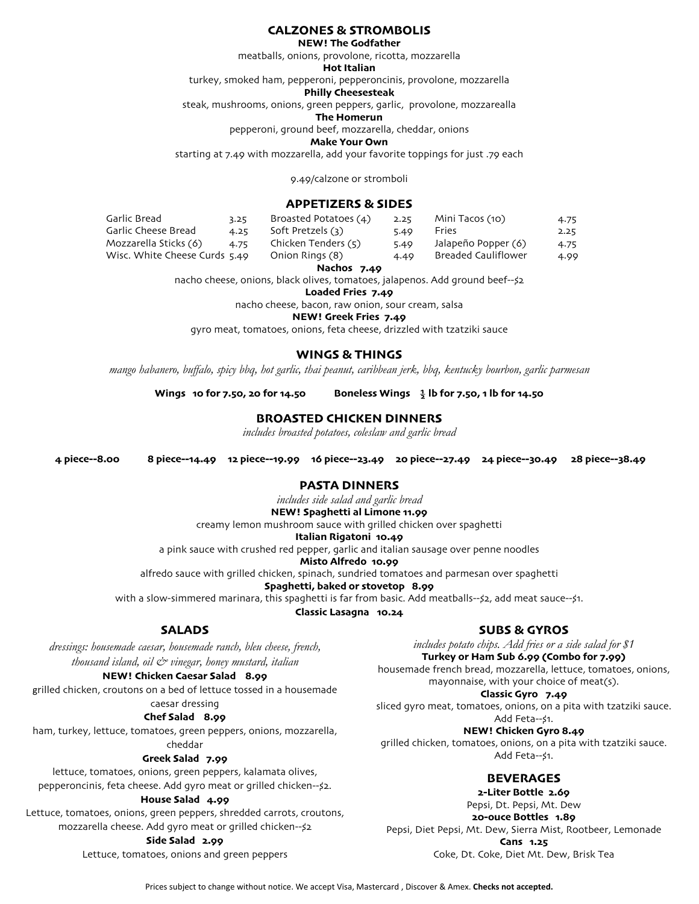## CALZONES & STROMBOLIS

**NEW! The Godfather**

meatballs, onions, provolone, ricotta, mozzarella

**Hot Italian**

turkey, smoked ham, pepperoni, pepperoncinis, provolone, mozzarella

**Philly Cheesesteak**

steak, mushrooms, onions, green peppers, garlic, provolone, mozzarealla

**The Homerun**

pepperoni, ground beef, mozzarella, cheddar, onions

**Make Your Own**

starting at 7.49 with mozzarella, add your favorite toppings for just .79 each

9.49/calzone or stromboli

## APPETIZERS & SIDES

| | | | | | |
|---|---|---|---|---|---|
| Garlic Bread | 3.25 | Broasted Potatoes (4) | 2.25 | Mini Tacos (10) | 4.75 |
| Garlic Cheese Bread | 4.25 | Soft Pretzels (3) | 5.49 | Fries | 2.25 |
| Mozzarella Sticks (6) | 4.75 | Chicken Tenders (5) | 5.49 | Jalapeño Popper (6) | 4.75 |
| Wisc. White Cheese Curds | 5.49 | Onion Rings (8) | 4.49 | Breaded Cauliflower | 4.99 |

**Nachos 7.49**

nacho cheese, onions, black olives, tomatoes, jalapenos. Add ground beef--$2

**Loaded Fries 7.49**

nacho cheese, bacon, raw onion, sour cream, salsa

**NEW! Greek Fries 7.49**

gyro meat, tomatoes, onions, feta cheese, drizzled with tzatziki sauce

## WINGS & THINGS

*mango habanero, buffalo, spicy bbq, hot garlic, thai peanut, caribbean jerk, bbq, kentucky bourbon, garlic parmesan*

**Wings 10 for 7.50, 20 for 14.50** **Boneless Wings ½ lb for 7.50, 1 lb for 14.50**

## BROASTED CHICKEN DINNERS

*includes broasted potatoes, coleslaw and garlic bread*

**4 piece--8.00** **8 piece--14.49** **12 piece--19.99** **16 piece--23.49** **20 piece--27.49** **24 piece--30.49** **28 piece--38.49**

## PASTA DINNERS

*includes side salad and garlic bread*

**NEW! Spaghetti al Limone 11.99**

creamy lemon mushroom sauce with grilled chicken over spaghetti

**Italian Rigatoni 10.49**

a pink sauce with crushed red pepper, garlic and italian sausage over penne noodles

**Misto Alfredo 10.99**

alfredo sauce with grilled chicken, spinach, sundried tomatoes and parmesan over spaghetti

**Spaghetti, baked or stovetop 8.99**

with a slow-simmered marinara, this spaghetti is far from basic. Add meatballs--$2, add meat sauce--$1.

**Classic Lasagna 10.24**

## SALADS

*dressings: housemade caesar, housemade ranch, bleu cheese, french, thousand island, oil & vinegar, honey mustard, italian*

**NEW! Chicken Caesar Salad 8.99**

grilled chicken, croutons on a bed of lettuce tossed in a housemade caesar dressing

**Chef Salad 8.99**

ham, turkey, lettuce, tomatoes, green peppers, onions, mozzarella, cheddar

**Greek Salad 7.99**

lettuce, tomatoes, onions, green peppers, kalamata olives, pepperoncinis, feta cheese. Add gyro meat or grilled chicken--$2.

**House Salad 4.99**

Lettuce, tomatoes, onions, green peppers, shredded carrots, croutons, mozzarella cheese. Add gyro meat or grilled chicken--$2

**Side Salad 2.99**

Lettuce, tomatoes, onions and green peppers

## SUBS & GYROS

*includes potato chips. Add fries or a side salad for $1*

**Turkey or Ham Sub 6.99 (Combo for 7.99)**

housemade french bread, mozzarella, lettuce, tomatoes, onions, mayonnaise, with your choice of meat(s).

**Classic Gyro 7.49**

sliced gyro meat, tomatoes, onions, on a pita with tzatziki sauce. Add Feta--$1.

**NEW! Chicken Gyro 8.49**

grilled chicken, tomatoes, onions, on a pita with tzatziki sauce. Add Feta--$1.

## BEVERAGES

**2-Liter Bottle 2.69**

Pepsi, Dt. Pepsi, Mt. Dew

**20-ouce Bottles 1.89**

Pepsi, Diet Pepsi, Mt. Dew, Sierra Mist, Rootbeer, Lemonade

**Cans 1.25**

Coke, Dt. Coke, Diet Mt. Dew, Brisk Tea

Prices subject to change without notice. We accept Visa, Mastercard , Discover & Amex. **Checks not accepted.**